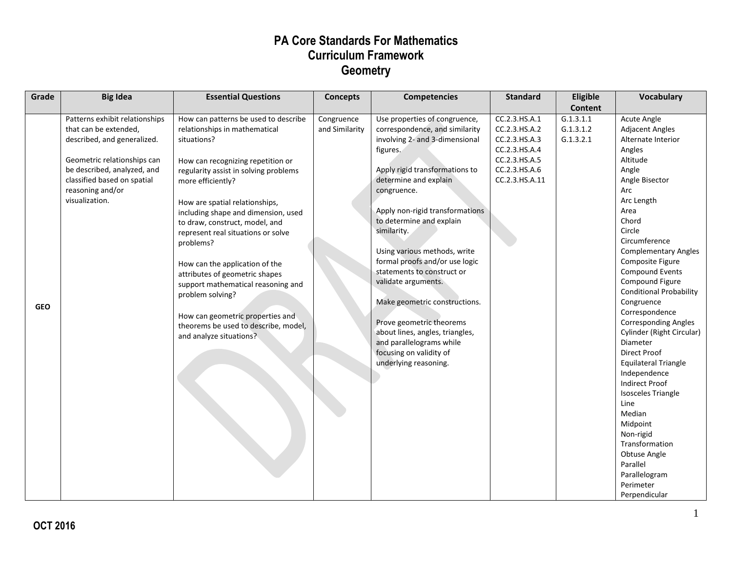# PA Core Standards For Mathematics
## Curriculum Framework
## Geometry

| Grade | Big Idea | Essential Questions | Concepts | Competencies | Standard | Eligible Content | Vocabulary |
|---|---|---|---|---|---|---|---|
| GEO | Patterns exhibit relationships that can be extended, described, and generalized.<br><br>Geometric relationships can be described, analyzed, and classified based on spatial reasoning and/or visualization. | How can patterns be used to describe relationships in mathematical situations?<br><br>How can recognizing repetition or regularity assist in solving problems more efficiently?<br><br>How are spatial relationships, including shape and dimension, used to draw, construct, model, and represent real situations or solve problems?<br><br>How can the application of the attributes of geometric shapes support mathematical reasoning and problem solving?<br><br>How can geometric properties and theorems be used to describe, model, and analyze situations? | Congruence and Similarity | Use properties of congruence, correspondence, and similarity involving 2- and 3-dimensional figures.<br><br>Apply rigid transformations to determine and explain congruence.<br><br>Apply non-rigid transformations to determine and explain similarity.<br><br>Using various methods, write formal proofs and/or use logic statements to construct or validate arguments.<br><br>Make geometric constructions.<br><br>Prove geometric theorems about lines, angles, triangles, and parallelograms while focusing on validity of underlying reasoning. | CC.2.3.HS.A.1<br>CC.2.3.HS.A.2<br>CC.2.3.HS.A.3<br>CC.2.3.HS.A.4<br>CC.2.3.HS.A.5<br>CC.2.3.HS.A.6<br>CC.2.3.HS.A.11 | G.1.3.1.1<br>G.1.3.1.2<br>G.1.3.2.1 | Acute Angle<br>Adjacent Angles<br>Alternate Interior Angles<br>Altitude<br>Angle<br>Angle Bisector<br>Arc<br>Arc Length<br>Area<br>Chord<br>Circle<br>Circumference<br>Complementary Angles<br>Composite Figure<br>Compound Events<br>Compound Figure<br>Conditional Probability<br>Congruence<br>Correspondence<br>Corresponding Angles<br>Cylinder (Right Circular)<br>Diameter<br>Direct Proof<br>Equilateral Triangle<br>Independence<br>Indirect Proof<br>Isosceles Triangle<br>Line<br>Median<br>Midpoint<br>Non-rigid Transformation<br>Obtuse Angle<br>Parallel<br>Parallelogram<br>Perimeter<br>Perpendicular |

**OCT 2016**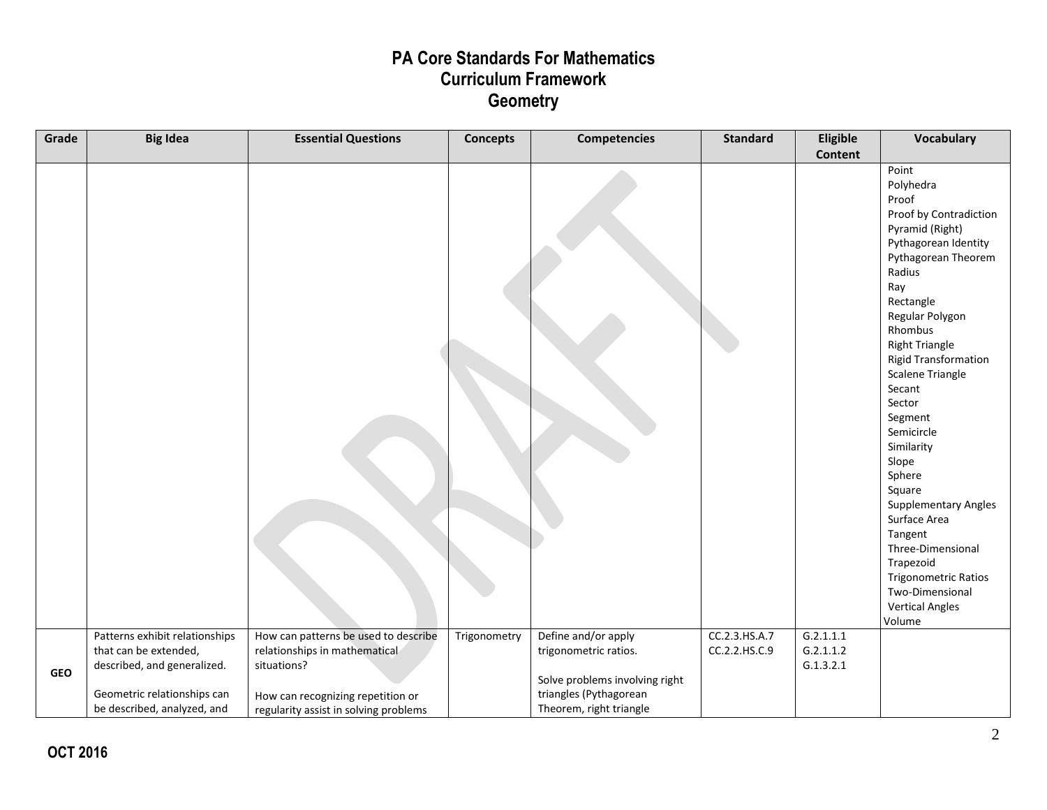# PA Core Standards For Mathematics
## Curriculum Framework
## Geometry

| Grade | Big Idea | Essential Questions | Concepts | Competencies | Standard | Eligible Content | Vocabulary |
|---|---|---|---|---|---|---|---|
| | | | | | | | Point<br>Polyhedra<br>Proof<br>Proof by Contradiction<br>Pyramid (Right)<br>Pythagorean Identity<br>Pythagorean Theorem<br>Radius<br>Ray<br>Rectangle<br>Regular Polygon<br>Rhombus<br>Right Triangle<br>Rigid Transformation<br>Scalene Triangle<br>Secant<br>Sector<br>Segment<br>Semicircle<br>Similarity<br>Slope<br>Sphere<br>Square<br>Supplementary Angles<br>Surface Area<br>Tangent<br>Three-Dimensional<br>Trapezoid<br>Trigonometric Ratios<br>Two-Dimensional<br>Vertical Angles<br>Volume |
| GEO | Patterns exhibit relationships that can be extended, described, and generalized.<br><br>Geometric relationships can be described, analyzed, and | How can patterns be used to describe relationships in mathematical situations?<br><br>How can recognizing repetition or regularity assist in solving problems | Trigonometry | Define and/or apply trigonometric ratios.<br><br>Solve problems involving right triangles (Pythagorean Theorem, right triangle | CC.2.3.HS.A.7<br>CC.2.2.HS.C.9 | G.2.1.1.1<br>G.2.1.1.2<br>G.1.3.2.1 | |

**OCT 2016**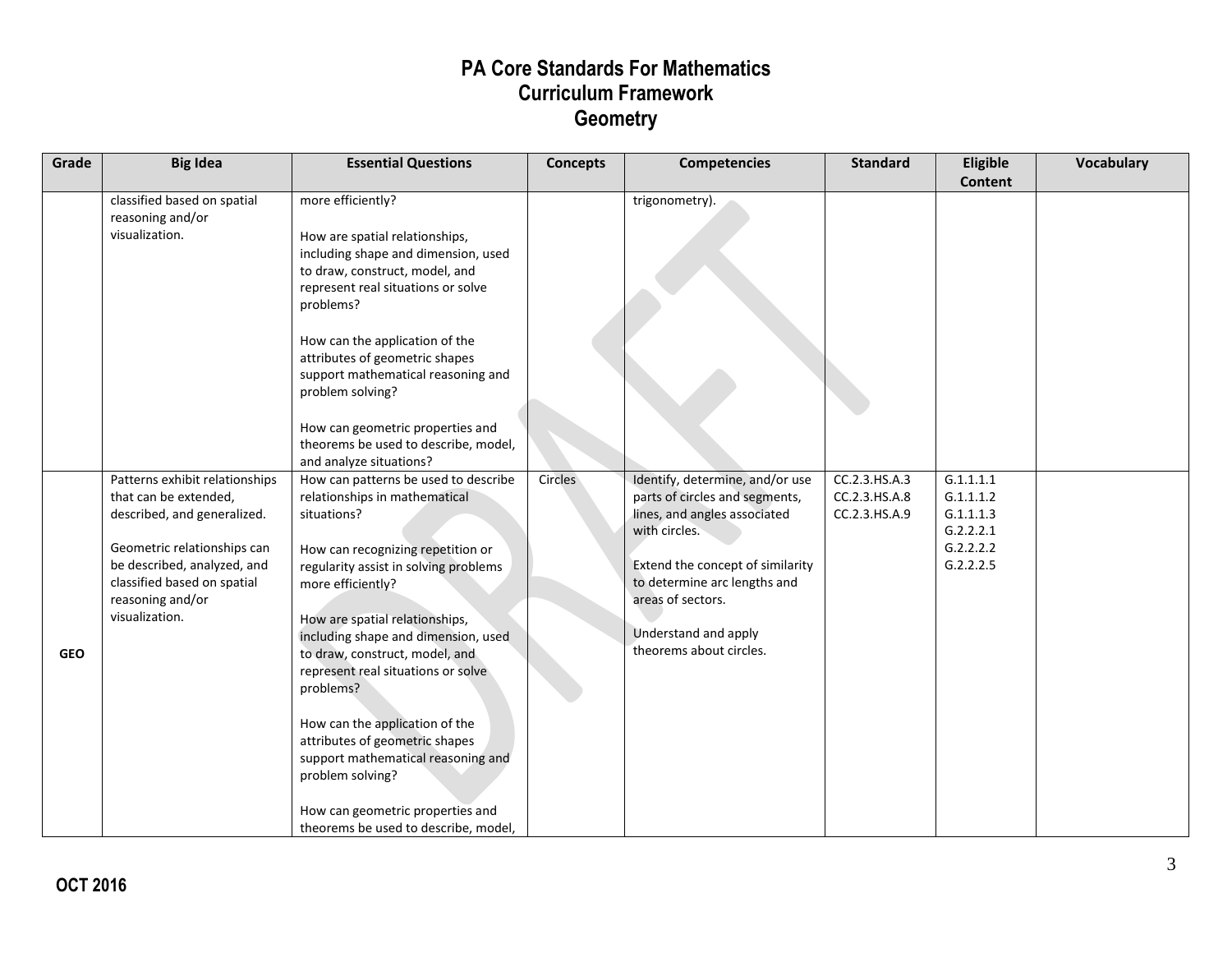# PA Core Standards For Mathematics
## Curriculum Framework
## Geometry

| Grade | Big Idea | Essential Questions | Concepts | Competencies | Standard | Eligible Content | Vocabulary |
|---|---|---|---|---|---|---|---|
| | classified based on spatial reasoning and/or visualization. | more efficiently?<br><br>How are spatial relationships, including shape and dimension, used to draw, construct, model, and represent real situations or solve problems?<br><br>How can the application of the attributes of geometric shapes support mathematical reasoning and problem solving?<br><br>How can geometric properties and theorems be used to describe, model, and analyze situations? | | trigonometry). | | | |
| GEO | Patterns exhibit relationships that can be extended, described, and generalized.<br><br>Geometric relationships can be described, analyzed, and classified based on spatial reasoning and/or visualization. | How can patterns be used to describe relationships in mathematical situations?<br><br>How can recognizing repetition or regularity assist in solving problems more efficiently?<br><br>How are spatial relationships, including shape and dimension, used to draw, construct, model, and represent real situations or solve problems?<br><br>How can the application of the attributes of geometric shapes support mathematical reasoning and problem solving?<br><br>How can geometric properties and theorems be used to describe, model, | Circles | Identify, determine, and/or use parts of circles and segments, lines, and angles associated with circles.<br><br>Extend the concept of similarity to determine arc lengths and areas of sectors.<br><br>Understand and apply theorems about circles. | CC.2.3.HS.A.3<br>CC.2.3.HS.A.8<br>CC.2.3.HS.A.9 | G.1.1.1.1<br>G.1.1.1.2<br>G.1.1.1.3<br>G.2.2.2.1<br>G.2.2.2.2<br>G.2.2.2.5 | |

OCT 2016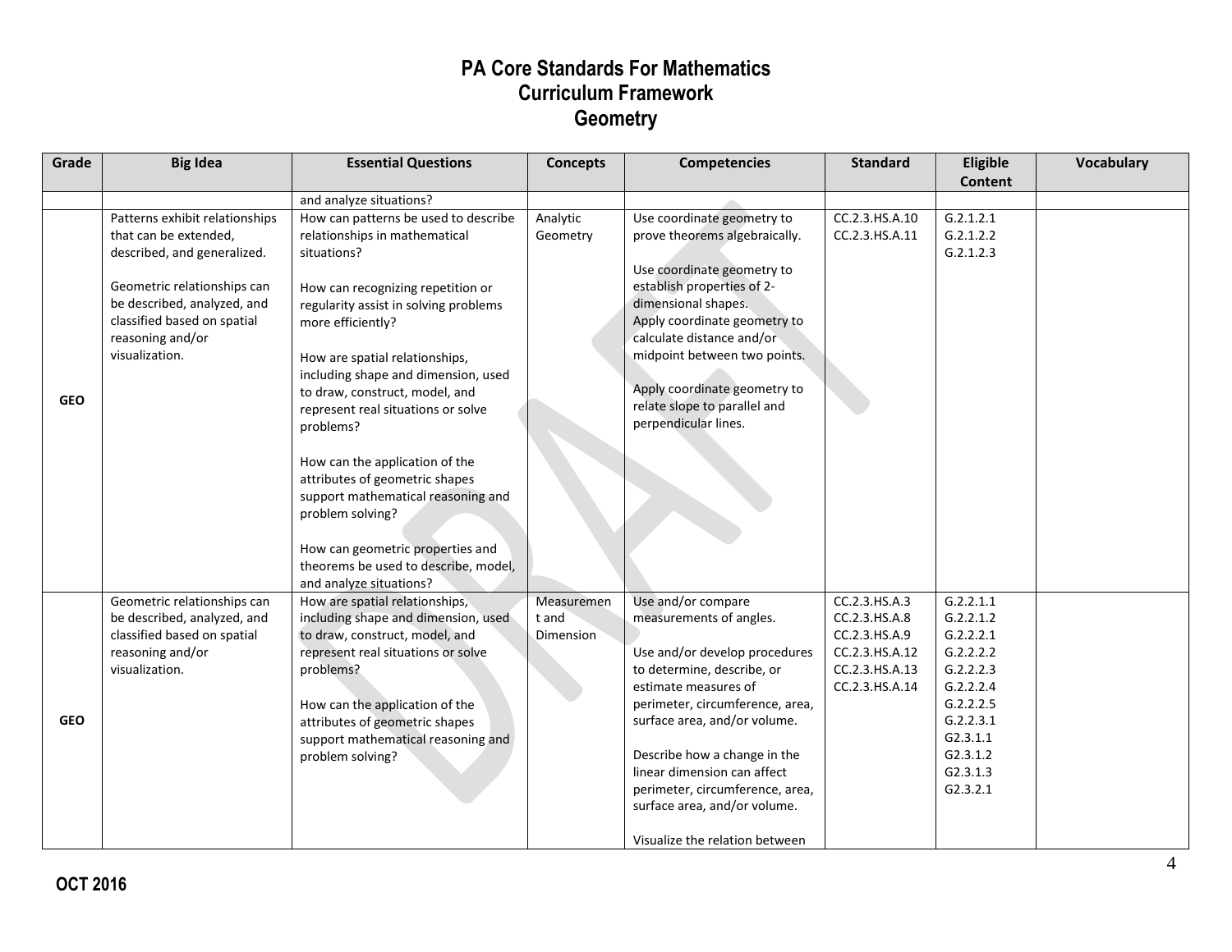# PA Core Standards For Mathematics
# Curriculum Framework
# Geometry

| Grade | Big Idea | Essential Questions | Concepts | Competencies | Standard | Eligible Content | Vocabulary |
|---|---|---|---|---|---|---|---|
| | | and analyze situations? | | | | | |
| GEO | Patterns exhibit relationships that can be extended, described, and generalized.<br><br>Geometric relationships can be described, analyzed, and classified based on spatial reasoning and/or visualization. | How can patterns be used to describe relationships in mathematical situations?<br><br>How can recognizing repetition or regularity assist in solving problems more efficiently?<br><br>How are spatial relationships, including shape and dimension, used to draw, construct, model, and represent real situations or solve problems?<br><br>How can the application of the attributes of geometric shapes support mathematical reasoning and problem solving?<br><br>How can geometric properties and theorems be used to describe, model, and analyze situations? | Analytic Geometry | Use coordinate geometry to prove theorems algebraically.<br><br>Use coordinate geometry to establish properties of 2-dimensional shapes.<br>Apply coordinate geometry to calculate distance and/or midpoint between two points.<br><br>Apply coordinate geometry to relate slope to parallel and perpendicular lines. | CC.2.3.HS.A.10<br>CC.2.3.HS.A.11 | G.2.1.2.1<br>G.2.1.2.2<br>G.2.1.2.3 | |
| GEO | Geometric relationships can be described, analyzed, and classified based on spatial reasoning and/or visualization. | How are spatial relationships, including shape and dimension, used to draw, construct, model, and represent real situations or solve problems?<br><br>How can the application of the attributes of geometric shapes support mathematical reasoning and problem solving? | Measurement and Dimension | Use and/or compare measurements of angles.<br><br>Use and/or develop procedures to determine, describe, or estimate measures of perimeter, circumference, area, surface area, and/or volume.<br><br>Describe how a change in the linear dimension can affect perimeter, circumference, area, surface area, and/or volume.<br><br>Visualize the relation between | CC.2.3.HS.A.3<br>CC.2.3.HS.A.8<br>CC.2.3.HS.A.9<br>CC.2.3.HS.A.12<br>CC.2.3.HS.A.13<br>CC.2.3.HS.A.14 | G.2.2.1.1<br>G.2.2.1.2<br>G.2.2.2.1<br>G.2.2.2.2<br>G.2.2.2.3<br>G.2.2.2.4<br>G.2.2.2.5<br>G.2.2.3.1<br>G2.3.1.1<br>G2.3.1.2<br>G2.3.1.3<br>G2.3.2.1 | |

OCT 2016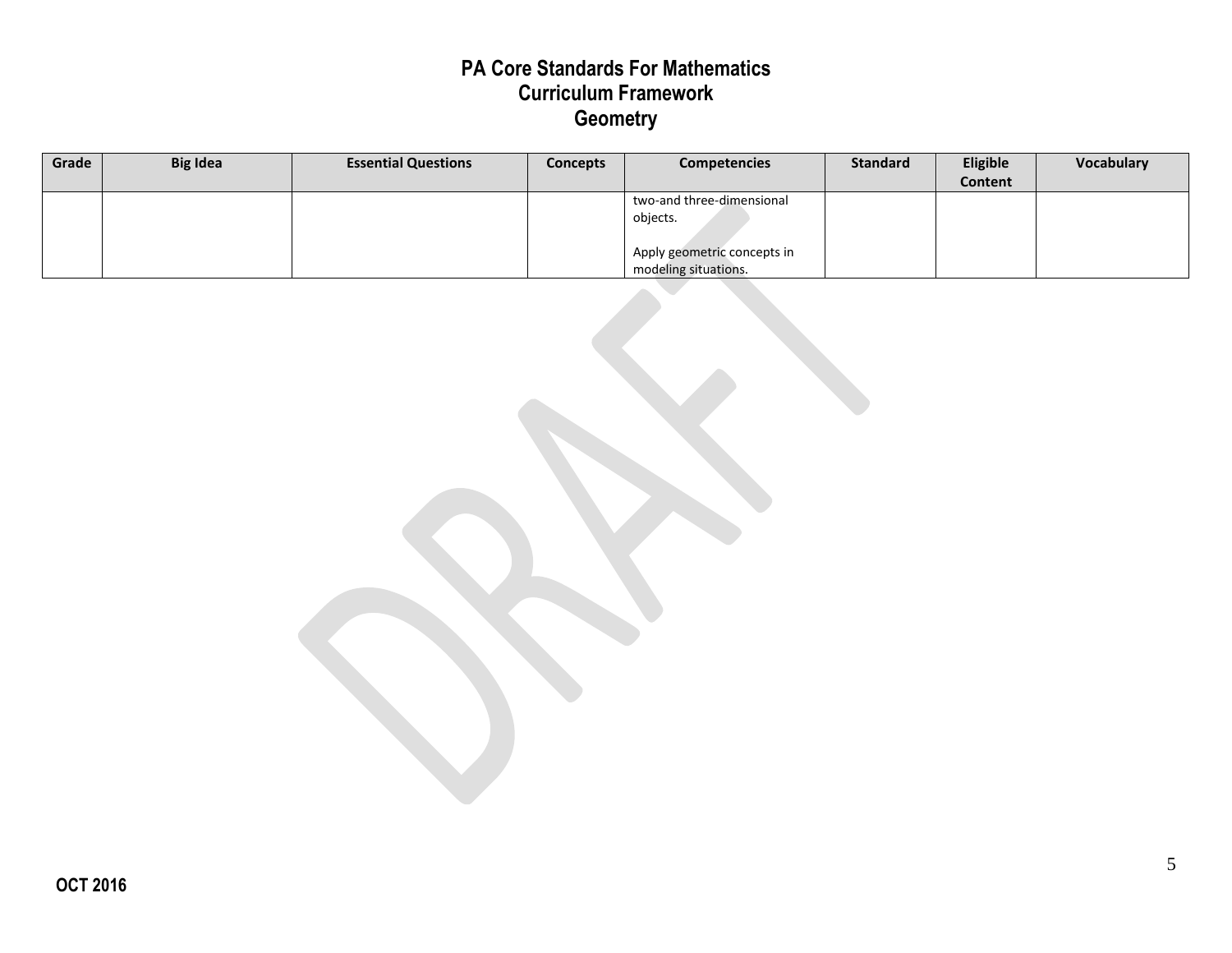# PA Core Standards For Mathematics
## Curriculum Framework
## Geometry

| Grade | Big Idea | Essential Questions | Concepts | Competencies | Standard | Eligible Content | Vocabulary |
|---|---|---|---|---|---|---|---|
| | | | | two-and three-dimensional objects.<br><br>Apply geometric concepts in modeling situations. | | | |

OCT 2016